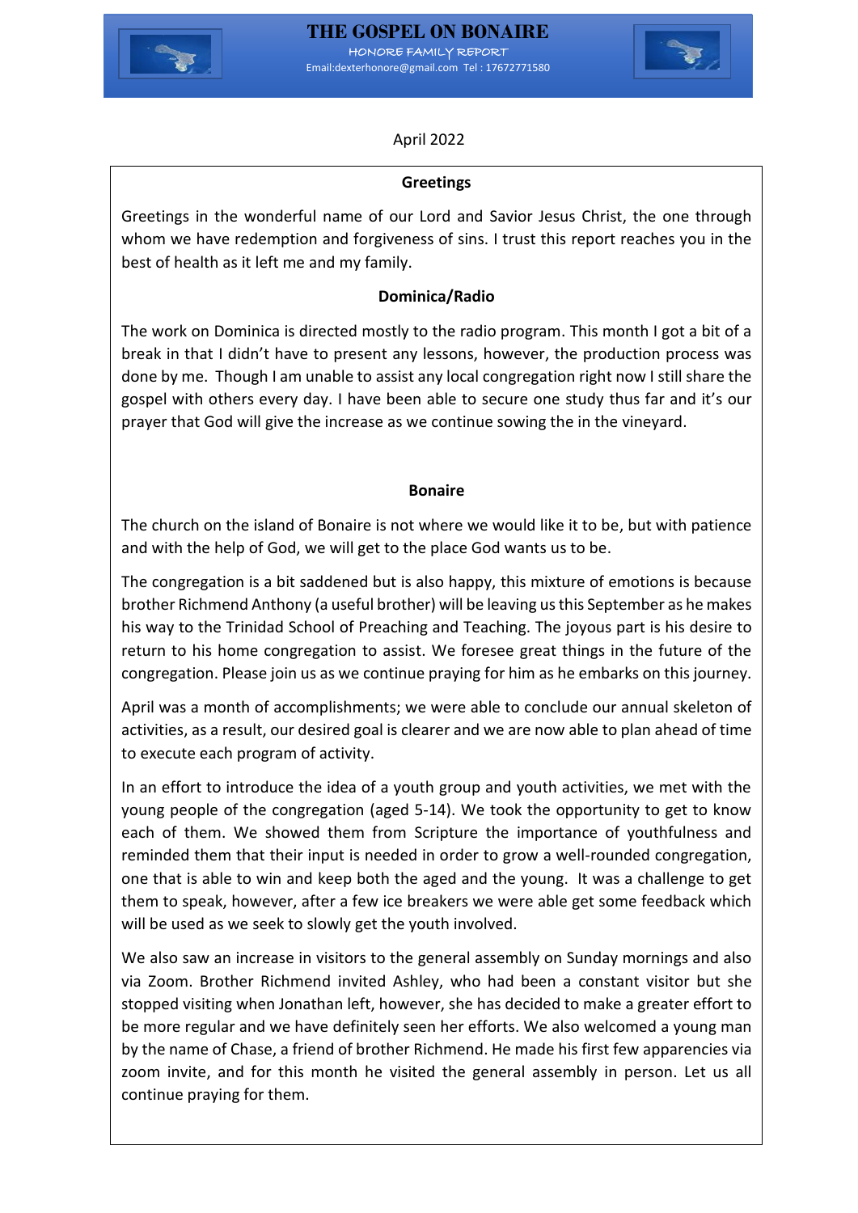# THE GOSPEL ON BONAIRE

HONORE FAMILY REPORT

Email:dexterhonore@gmail.com Tel : 17672771580

April 2022

**Greetings**

Greetings in the wonderful name of our Lord and Savior Jesus Christ, the one through whom we have redemption and forgiveness of sins. I trust this report reaches you in the best of health as it left me and my family.

**Dominica/Radio**

The work on Dominica is directed mostly to the radio program. This month I got a bit of a break in that I didn't have to present any lessons, however, the production process was done by me. Though I am unable to assist any local congregation right now I still share the gospel with others every day. I have been able to secure one study thus far and it's our prayer that God will give the increase as we continue sowing the in the vineyard.

**Bonaire**

The church on the island of Bonaire is not where we would like it to be, but with patience and with the help of God, we will get to the place God wants us to be.

The congregation is a bit saddened but is also happy, this mixture of emotions is because brother Richmend Anthony (a useful brother) will be leaving us this September as he makes his way to the Trinidad School of Preaching and Teaching. The joyous part is his desire to return to his home congregation to assist. We foresee great things in the future of the congregation. Please join us as we continue praying for him as he embarks on this journey.

April was a month of accomplishments; we were able to conclude our annual skeleton of activities, as a result, our desired goal is clearer and we are now able to plan ahead of time to execute each program of activity.

In an effort to introduce the idea of a youth group and youth activities, we met with the young people of the congregation (aged 5-14). We took the opportunity to get to know each of them. We showed them from Scripture the importance of youthfulness and reminded them that their input is needed in order to grow a well-rounded congregation, one that is able to win and keep both the aged and the young. It was a challenge to get them to speak, however, after a few ice breakers we were able get some feedback which will be used as we seek to slowly get the youth involved.

We also saw an increase in visitors to the general assembly on Sunday mornings and also via Zoom. Brother Richmend invited Ashley, who had been a constant visitor but she stopped visiting when Jonathan left, however, she has decided to make a greater effort to be more regular and we have definitely seen her efforts. We also welcomed a young man by the name of Chase, a friend of brother Richmend. He made his first few apparencies via zoom invite, and for this month he visited the general assembly in person. Let us all continue praying for them.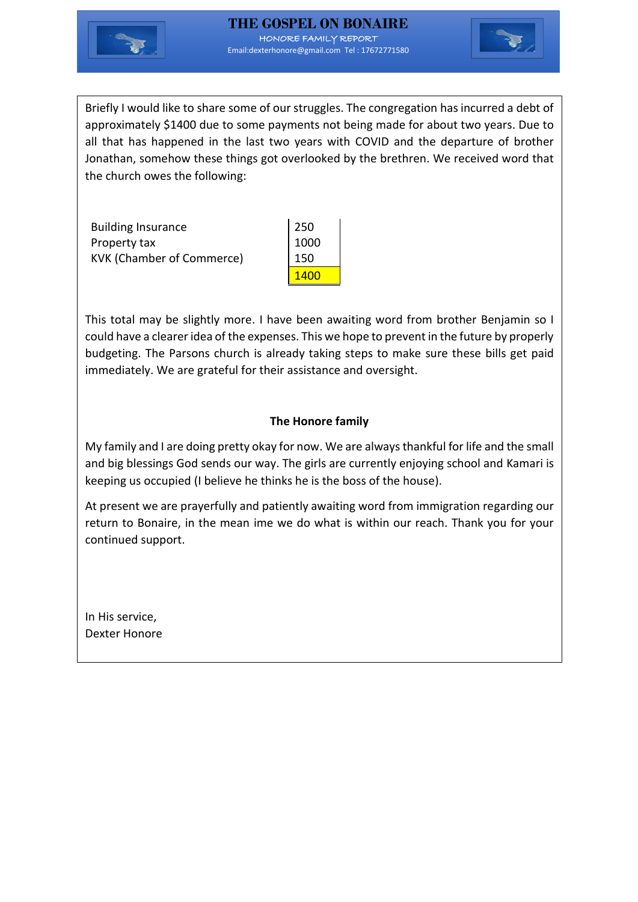Briefly I would like to share some of our struggles. The congregation has incurred a debt of approximately $1400 due to some payments not being made for about two years. Due to all that has happened in the last two years with COVID and the departure of brother Jonathan, somehow these things got overlooked by the brethren. We received word that the church owes the following:

| | |
|---|---|
| Building Insurance | 250 |
| Property tax | 1000 |
| KVK (Chamber of Commerce) | 150 |
| | 1400 |

This total may be slightly more. I have been awaiting word from brother Benjamin so I could have a clearer idea of the expenses. This we hope to prevent in the future by properly budgeting. The Parsons church is already taking steps to make sure these bills get paid immediately. We are grateful for their assistance and oversight.

**The Honore family**

My family and I are doing pretty okay for now. We are always thankful for life and the small and big blessings God sends our way. The girls are currently enjoying school and Kamari is keeping us occupied (I believe he thinks he is the boss of the house).

At present we are prayerfully and patiently awaiting word from immigration regarding our return to Bonaire, in the mean ime we do what is within our reach. Thank you for your continued support.

In His service,
Dexter Honore